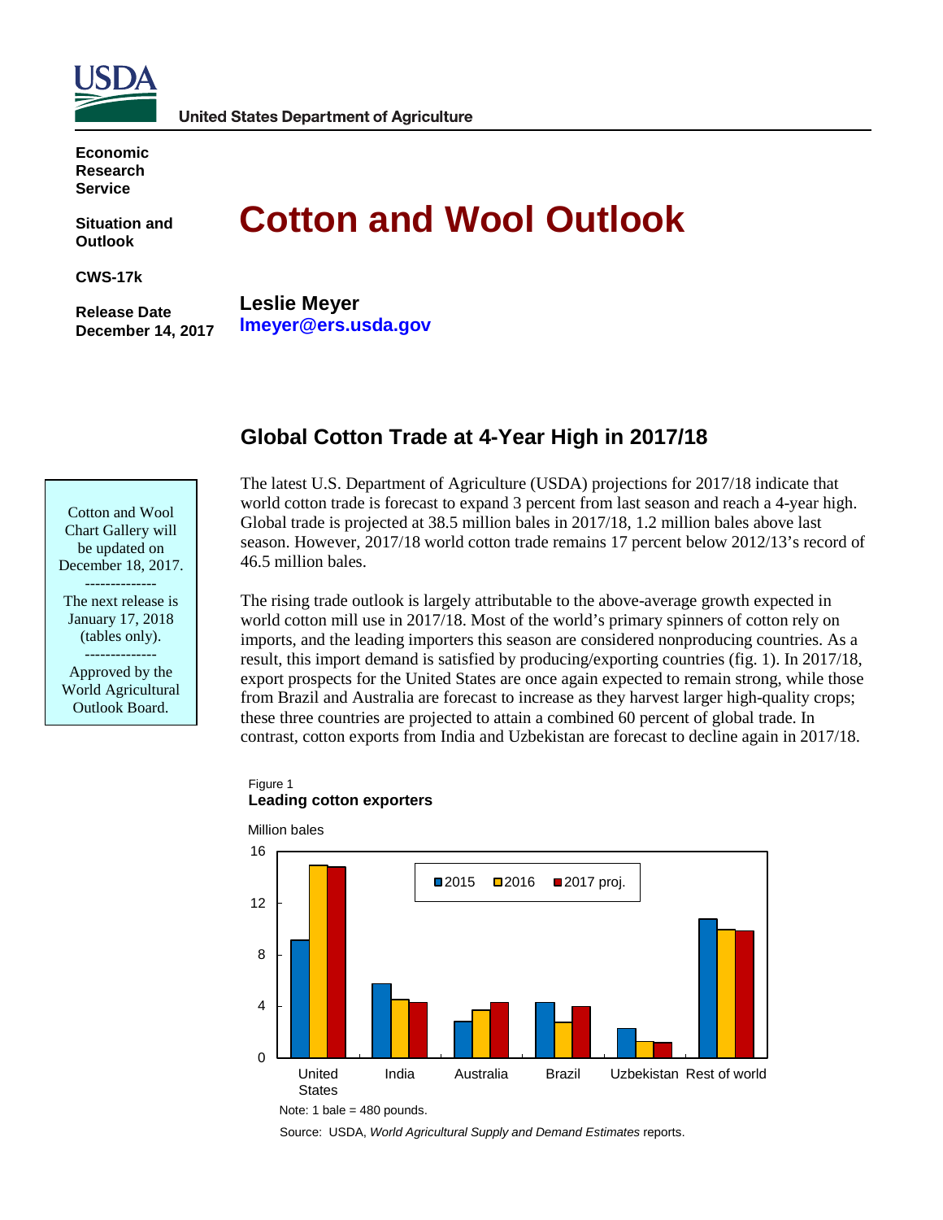USDA

United States Department of Agriculture

**Economic Research Service**

**Situation and Outlook**

**CWS-17k**

**Release Date December 14, 2017**

# Cotton and Wool Outlook

**Leslie Meyer**
**lmeyer@ers.usda.gov**

## Global Cotton Trade at 4-Year High in 2017/18

Cotton and Wool Chart Gallery will be updated on December 18, 2017.

--------------

The next release is January 17, 2018 (tables only).

--------------

Approved by the World Agricultural Outlook Board.

The latest U.S. Department of Agriculture (USDA) projections for 2017/18 indicate that world cotton trade is forecast to expand 3 percent from last season and reach a 4-year high. Global trade is projected at 38.5 million bales in 2017/18, 1.2 million bales above last season. However, 2017/18 world cotton trade remains 17 percent below 2012/13's record of 46.5 million bales.

The rising trade outlook is largely attributable to the above-average growth expected in world cotton mill use in 2017/18. Most of the world's primary spinners of cotton rely on imports, and the leading importers this season are considered nonproducing countries. As a result, this import demand is satisfied by producing/exporting countries (fig. 1). In 2017/18, export prospects for the United States are once again expected to remain strong, while those from Brazil and Australia are forecast to increase as they harvest larger high-quality crops; these three countries are projected to attain a combined 60 percent of global trade. In contrast, cotton exports from India and Uzbekistan are forecast to decline again in 2017/18.

Figure 1
**Leading cotton exporters**

Million bales

Legend: 2015, 2016, 2017 proj.

Categories: United States, India, Australia, Brazil, Uzbekistan, Rest of world

Note: 1 bale = 480 pounds.

Source: USDA, *World Agricultural Supply and Demand Estimates* reports.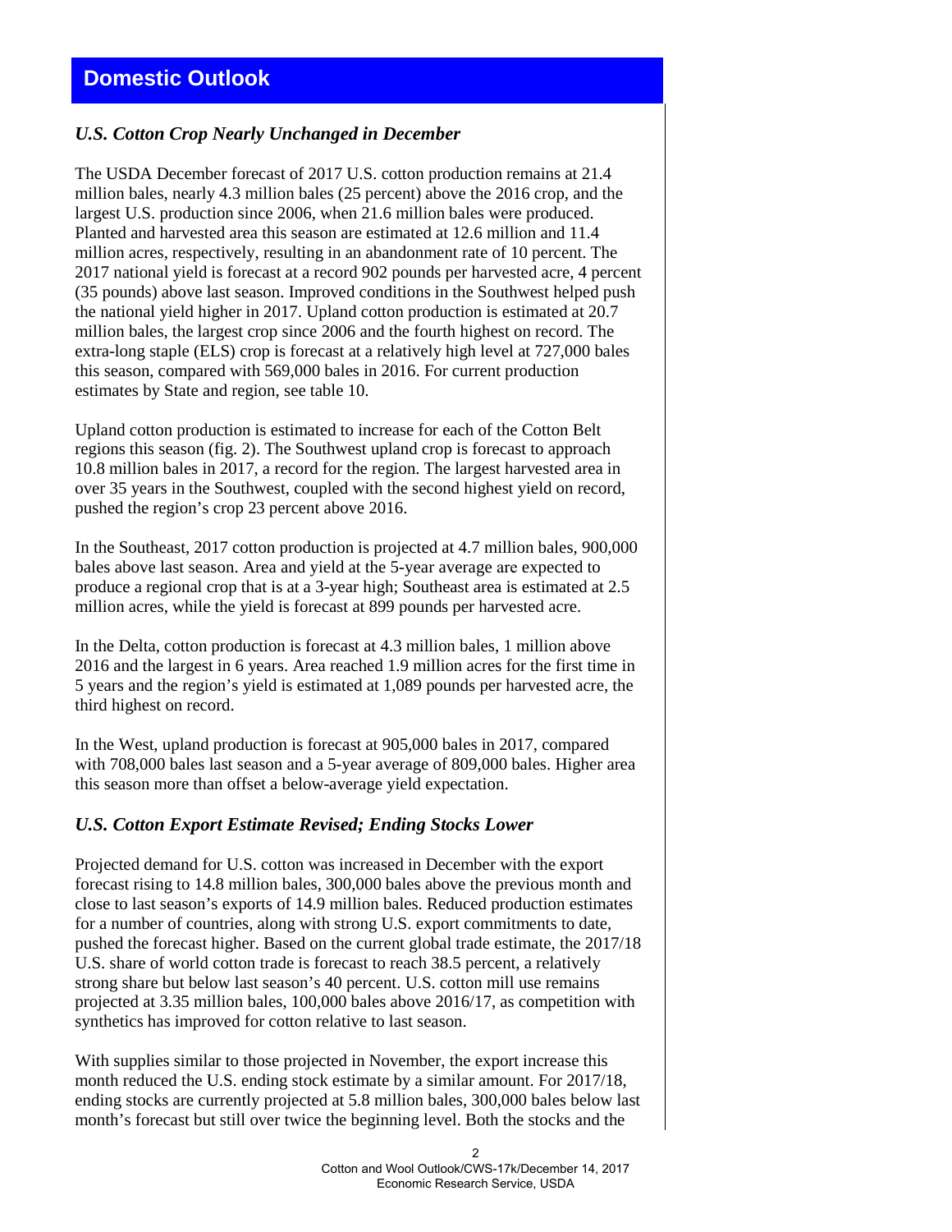# Domestic Outlook

### *U.S. Cotton Crop Nearly Unchanged in December*

The USDA December forecast of 2017 U.S. cotton production remains at 21.4 million bales, nearly 4.3 million bales (25 percent) above the 2016 crop, and the largest U.S. production since 2006, when 21.6 million bales were produced. Planted and harvested area this season are estimated at 12.6 million and 11.4 million acres, respectively, resulting in an abandonment rate of 10 percent. The 2017 national yield is forecast at a record 902 pounds per harvested acre, 4 percent (35 pounds) above last season. Improved conditions in the Southwest helped push the national yield higher in 2017. Upland cotton production is estimated at 20.7 million bales, the largest crop since 2006 and the fourth highest on record. The extra-long staple (ELS) crop is forecast at a relatively high level at 727,000 bales this season, compared with 569,000 bales in 2016. For current production estimates by State and region, see table 10.

Upland cotton production is estimated to increase for each of the Cotton Belt regions this season (fig. 2). The Southwest upland crop is forecast to approach 10.8 million bales in 2017, a record for the region. The largest harvested area in over 35 years in the Southwest, coupled with the second highest yield on record, pushed the region's crop 23 percent above 2016.

In the Southeast, 2017 cotton production is projected at 4.7 million bales, 900,000 bales above last season. Area and yield at the 5-year average are expected to produce a regional crop that is at a 3-year high; Southeast area is estimated at 2.5 million acres, while the yield is forecast at 899 pounds per harvested acre.

In the Delta, cotton production is forecast at 4.3 million bales, 1 million above 2016 and the largest in 6 years. Area reached 1.9 million acres for the first time in 5 years and the region's yield is estimated at 1,089 pounds per harvested acre, the third highest on record.

In the West, upland production is forecast at 905,000 bales in 2017, compared with 708,000 bales last season and a 5-year average of 809,000 bales. Higher area this season more than offset a below-average yield expectation.

### *U.S. Cotton Export Estimate Revised; Ending Stocks Lower*

Projected demand for U.S. cotton was increased in December with the export forecast rising to 14.8 million bales, 300,000 bales above the previous month and close to last season's exports of 14.9 million bales. Reduced production estimates for a number of countries, along with strong U.S. export commitments to date, pushed the forecast higher. Based on the current global trade estimate, the 2017/18 U.S. share of world cotton trade is forecast to reach 38.5 percent, a relatively strong share but below last season's 40 percent. U.S. cotton mill use remains projected at 3.35 million bales, 100,000 bales above 2016/17, as competition with synthetics has improved for cotton relative to last season.

With supplies similar to those projected in November, the export increase this month reduced the U.S. ending stock estimate by a similar amount. For 2017/18, ending stocks are currently projected at 5.8 million bales, 300,000 bales below last month's forecast but still over twice the beginning level. Both the stocks and the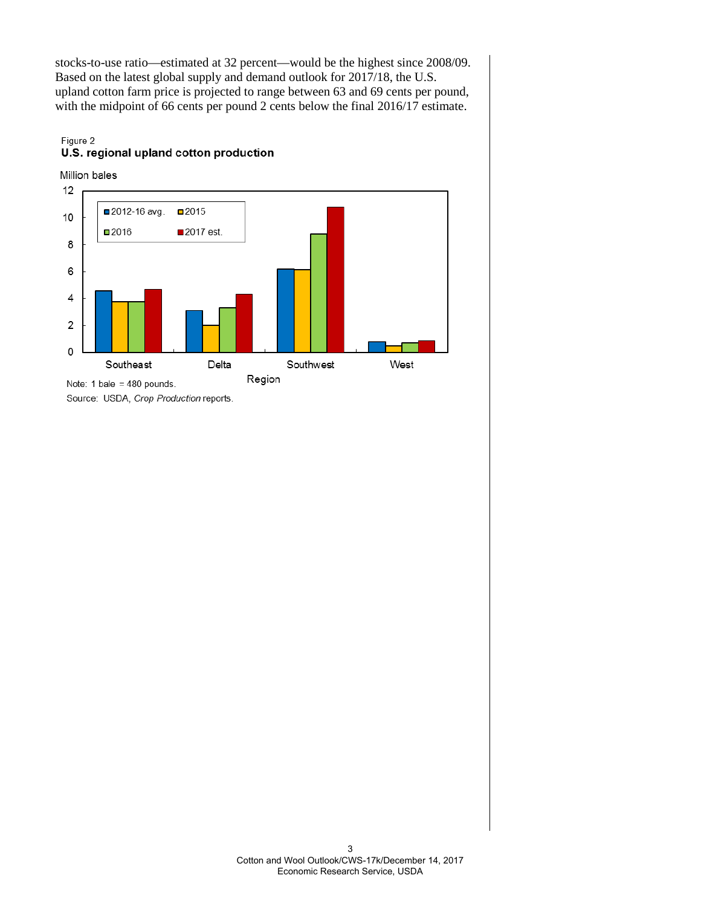stocks-to-use ratio—estimated at 32 percent—would be the highest since 2008/09. Based on the latest global supply and demand outlook for 2017/18, the U.S. upland cotton farm price is projected to range between 63 and 69 cents per pound, with the midpoint of 66 cents per pound 2 cents below the final 2016/17 estimate.

Figure 2
**U.S. regional upland cotton production**

Million bales

| Region | 2012-16 avg. | 2015 | 2016 | 2017 est. |
|---|---|---|---|---|
| Southeast | 4.6 | 3.8 | 3.8 | 4.7 |
| Delta | 3.1 | 2.0 | 3.3 | 4.3 |
| Southwest | 6.2 | 6.1 | 8.8 | 10.8 |
| West | 0.8 | 0.5 | 0.7 | 0.9 |

Note: 1 bale = 480 pounds.

Source: USDA, *Crop Production* reports.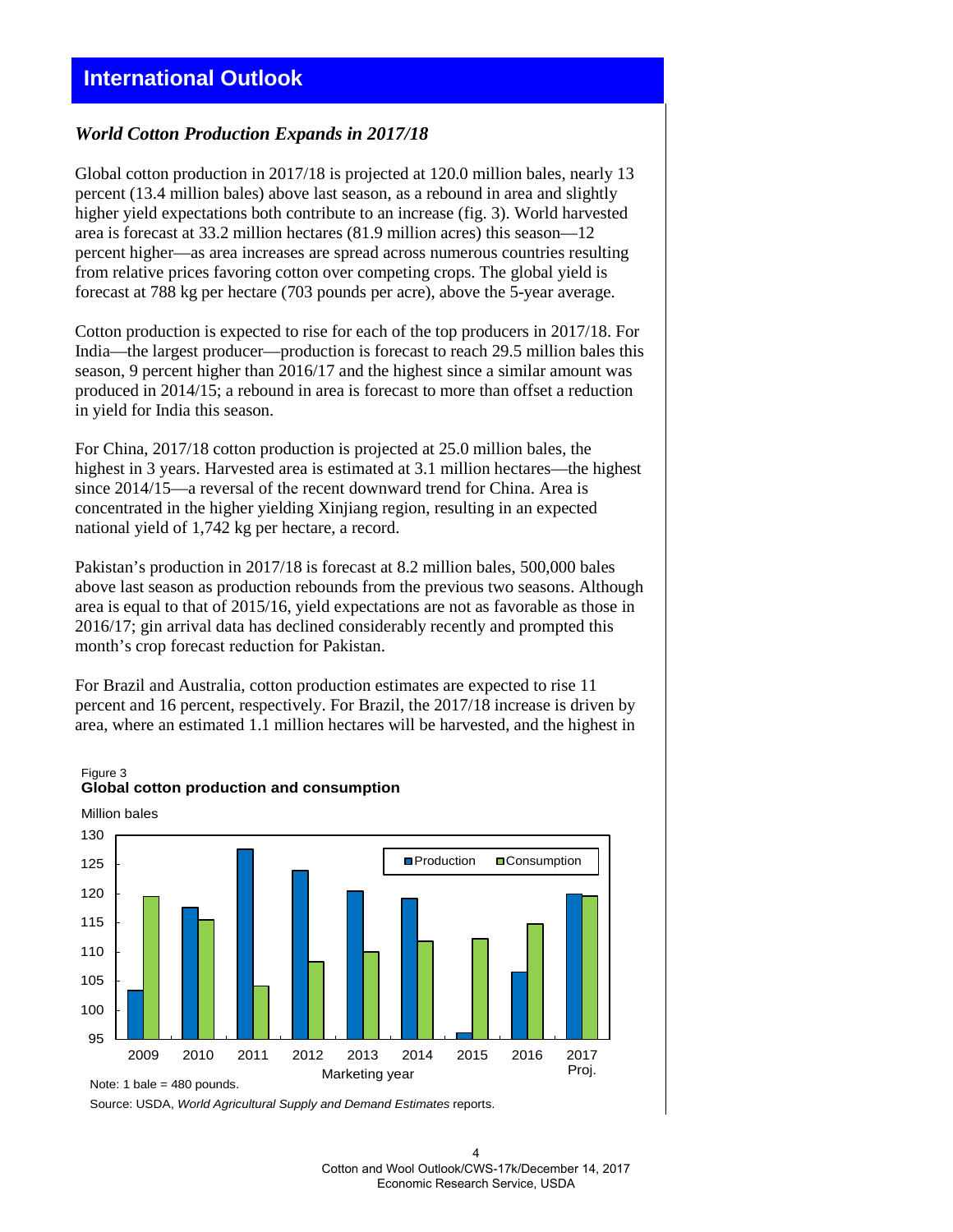# International Outlook

## *World Cotton Production Expands in 2017/18*

Global cotton production in 2017/18 is projected at 120.0 million bales, nearly 13 percent (13.4 million bales) above last season, as a rebound in area and slightly higher yield expectations both contribute to an increase (fig. 3). World harvested area is forecast at 33.2 million hectares (81.9 million acres) this season—12 percent higher—as area increases are spread across numerous countries resulting from relative prices favoring cotton over competing crops. The global yield is forecast at 788 kg per hectare (703 pounds per acre), above the 5-year average.

Cotton production is expected to rise for each of the top producers in 2017/18. For India—the largest producer—production is forecast to reach 29.5 million bales this season, 9 percent higher than 2016/17 and the highest since a similar amount was produced in 2014/15; a rebound in area is forecast to more than offset a reduction in yield for India this season.

For China, 2017/18 cotton production is projected at 25.0 million bales, the highest in 3 years. Harvested area is estimated at 3.1 million hectares—the highest since 2014/15—a reversal of the recent downward trend for China. Area is concentrated in the higher yielding Xinjiang region, resulting in an expected national yield of 1,742 kg per hectare, a record.

Pakistan's production in 2017/18 is forecast at 8.2 million bales, 500,000 bales above last season as production rebounds from the previous two seasons. Although area is equal to that of 2015/16, yield expectations are not as favorable as those in 2016/17; gin arrival data has declined considerably recently and prompted this month's crop forecast reduction for Pakistan.

For Brazil and Australia, cotton production estimates are expected to rise 11 percent and 16 percent, respectively. For Brazil, the 2017/18 increase is driven by area, where an estimated 1.1 million hectares will be harvested, and the highest in

Figure 3
**Global cotton production and consumption**

Note: 1 bale = 480 pounds.

Source: USDA, *World Agricultural Supply and Demand Estimates* reports.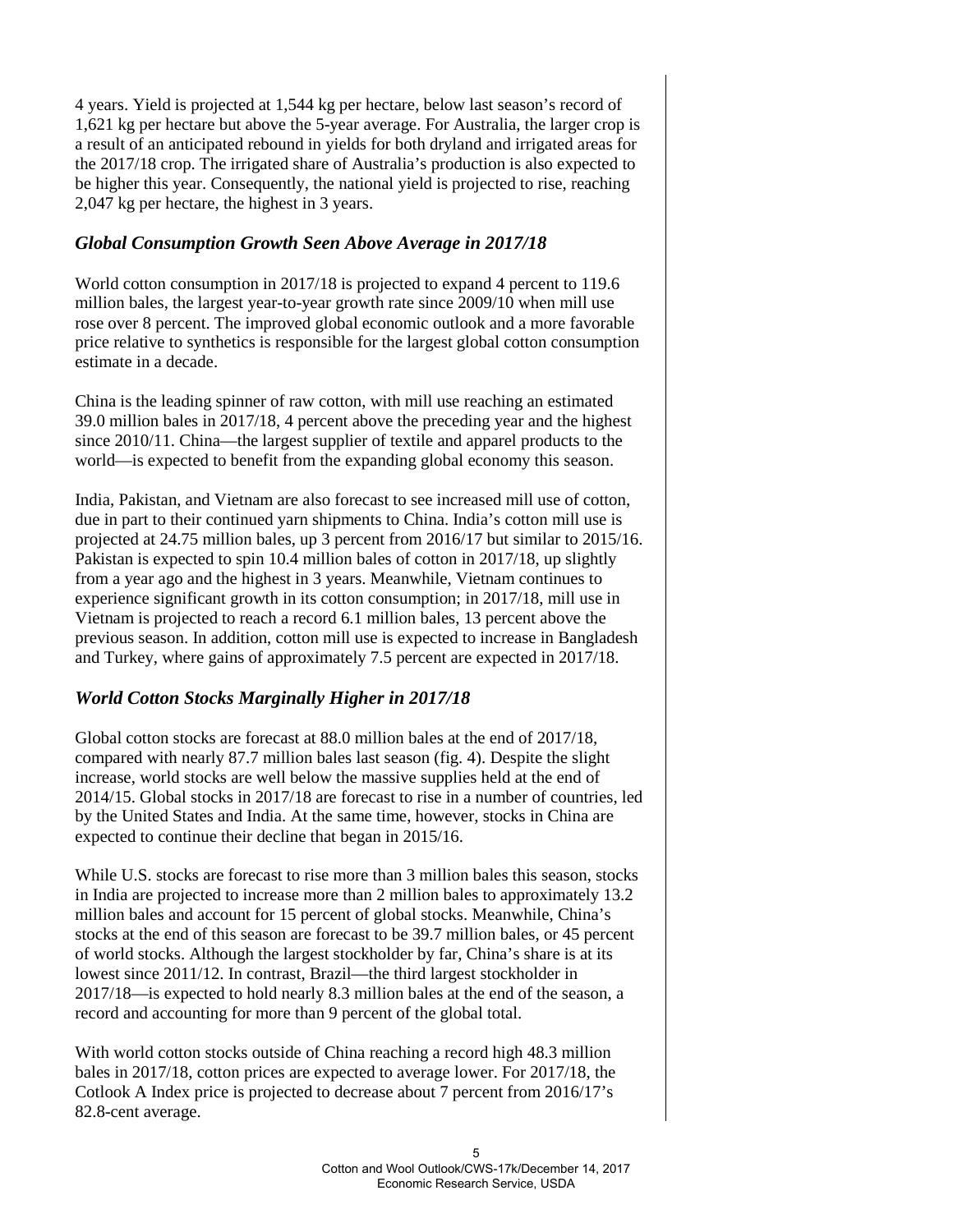4 years. Yield is projected at 1,544 kg per hectare, below last season's record of 1,621 kg per hectare but above the 5-year average. For Australia, the larger crop is a result of an anticipated rebound in yields for both dryland and irrigated areas for the 2017/18 crop. The irrigated share of Australia's production is also expected to be higher this year. Consequently, the national yield is projected to rise, reaching 2,047 kg per hectare, the highest in 3 years.

### *Global Consumption Growth Seen Above Average in 2017/18*

World cotton consumption in 2017/18 is projected to expand 4 percent to 119.6 million bales, the largest year-to-year growth rate since 2009/10 when mill use rose over 8 percent. The improved global economic outlook and a more favorable price relative to synthetics is responsible for the largest global cotton consumption estimate in a decade.

China is the leading spinner of raw cotton, with mill use reaching an estimated 39.0 million bales in 2017/18, 4 percent above the preceding year and the highest since 2010/11. China—the largest supplier of textile and apparel products to the world—is expected to benefit from the expanding global economy this season.

India, Pakistan, and Vietnam are also forecast to see increased mill use of cotton, due in part to their continued yarn shipments to China. India's cotton mill use is projected at 24.75 million bales, up 3 percent from 2016/17 but similar to 2015/16. Pakistan is expected to spin 10.4 million bales of cotton in 2017/18, up slightly from a year ago and the highest in 3 years. Meanwhile, Vietnam continues to experience significant growth in its cotton consumption; in 2017/18, mill use in Vietnam is projected to reach a record 6.1 million bales, 13 percent above the previous season. In addition, cotton mill use is expected to increase in Bangladesh and Turkey, where gains of approximately 7.5 percent are expected in 2017/18.

### *World Cotton Stocks Marginally Higher in 2017/18*

Global cotton stocks are forecast at 88.0 million bales at the end of 2017/18, compared with nearly 87.7 million bales last season (fig. 4). Despite the slight increase, world stocks are well below the massive supplies held at the end of 2014/15. Global stocks in 2017/18 are forecast to rise in a number of countries, led by the United States and India. At the same time, however, stocks in China are expected to continue their decline that began in 2015/16.

While U.S. stocks are forecast to rise more than 3 million bales this season, stocks in India are projected to increase more than 2 million bales to approximately 13.2 million bales and account for 15 percent of global stocks. Meanwhile, China's stocks at the end of this season are forecast to be 39.7 million bales, or 45 percent of world stocks. Although the largest stockholder by far, China's share is at its lowest since 2011/12. In contrast, Brazil—the third largest stockholder in 2017/18—is expected to hold nearly 8.3 million bales at the end of the season, a record and accounting for more than 9 percent of the global total.

With world cotton stocks outside of China reaching a record high 48.3 million bales in 2017/18, cotton prices are expected to average lower. For 2017/18, the Cotlook A Index price is projected to decrease about 7 percent from 2016/17's 82.8-cent average.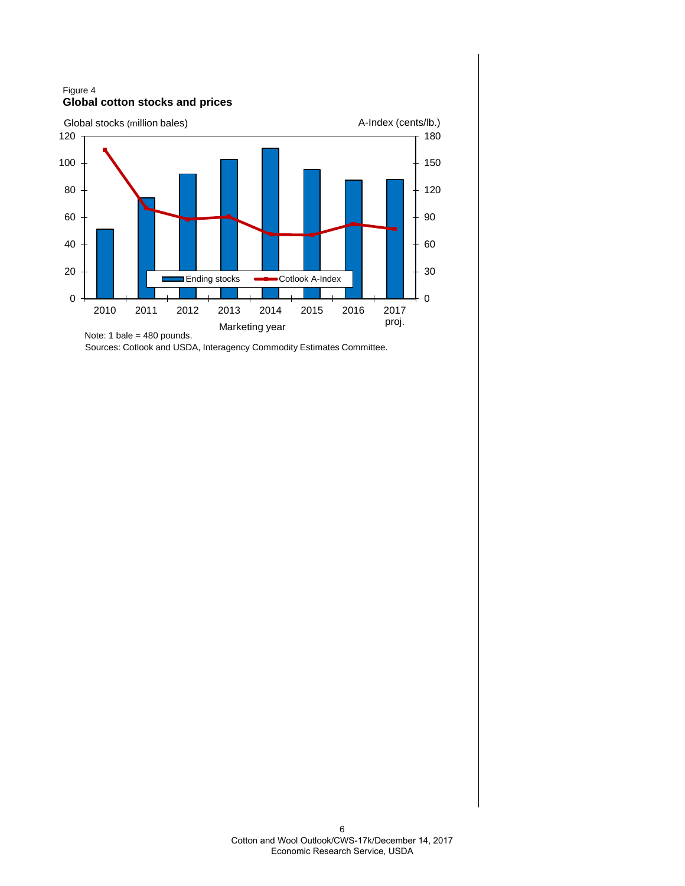Figure 4

**Global cotton stocks and prices**

Note: 1 bale = 480 pounds.

Sources: Cotlook and USDA, Interagency Commodity Estimates Committee.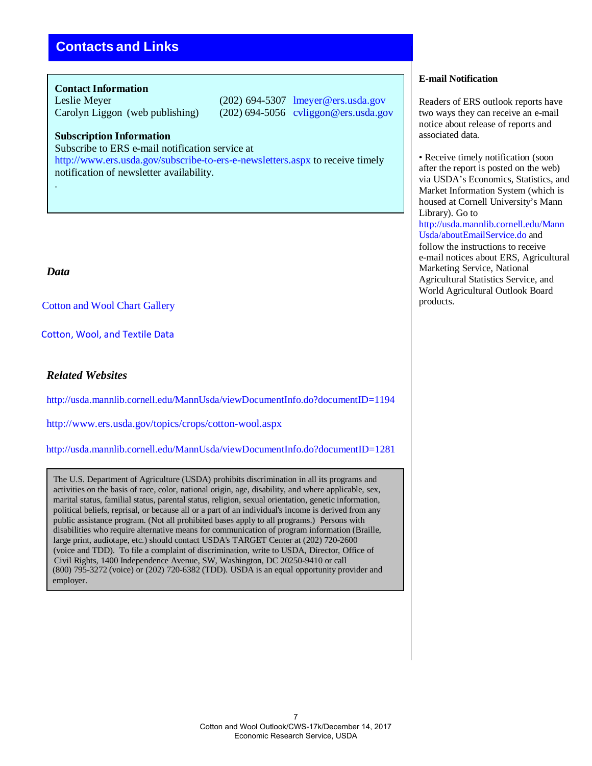## Contacts and Links

**Contact Information**

Leslie Meyer (202) 694-5307 lmeyer@ers.usda.gov
Carolyn Liggon (web publishing) (202) 694-5056 cvliggon@ers.usda.gov

**Subscription Information**

Subscribe to ERS e-mail notification service at http://www.ers.usda.gov/subscribe-to-ers-e-newsletters.aspx to receive timely notification of newsletter availability.

.

### *Data*

Cotton and Wool Chart Gallery

Cotton, Wool, and Textile Data

### *Related Websites*

http://usda.mannlib.cornell.edu/MannUsda/viewDocumentInfo.do?documentID=1194

http://www.ers.usda.gov/topics/crops/cotton-wool.aspx

http://usda.mannlib.cornell.edu/MannUsda/viewDocumentInfo.do?documentID=1281

The U.S. Department of Agriculture (USDA) prohibits discrimination in all its programs and activities on the basis of race, color, national origin, age, disability, and where applicable, sex, marital status, familial status, parental status, religion, sexual orientation, genetic information, political beliefs, reprisal, or because all or a part of an individual's income is derived from any public assistance program. (Not all prohibited bases apply to all programs.) Persons with disabilities who require alternative means for communication of program information (Braille, large print, audiotape, etc.) should contact USDA's TARGET Center at (202) 720-2600 (voice and TDD). To file a complaint of discrimination, write to USDA, Director, Office of Civil Rights, 1400 Independence Avenue, SW, Washington, DC 20250-9410 or call (800) 795-3272 (voice) or (202) 720-6382 (TDD). USDA is an equal opportunity provider and employer.

**E-mail Notification**

Readers of ERS outlook reports have two ways they can receive an e-mail notice about release of reports and associated data.

- Receive timely notification (soon after the report is posted on the web) via USDA's Economics, Statistics, and Market Information System (which is housed at Cornell University's Mann Library). Go to http://usda.mannlib.cornell.edu/MannUsda/aboutEmailService.do and follow the instructions to receive e-mail notices about ERS, Agricultural Marketing Service, National Agricultural Statistics Service, and World Agricultural Outlook Board products.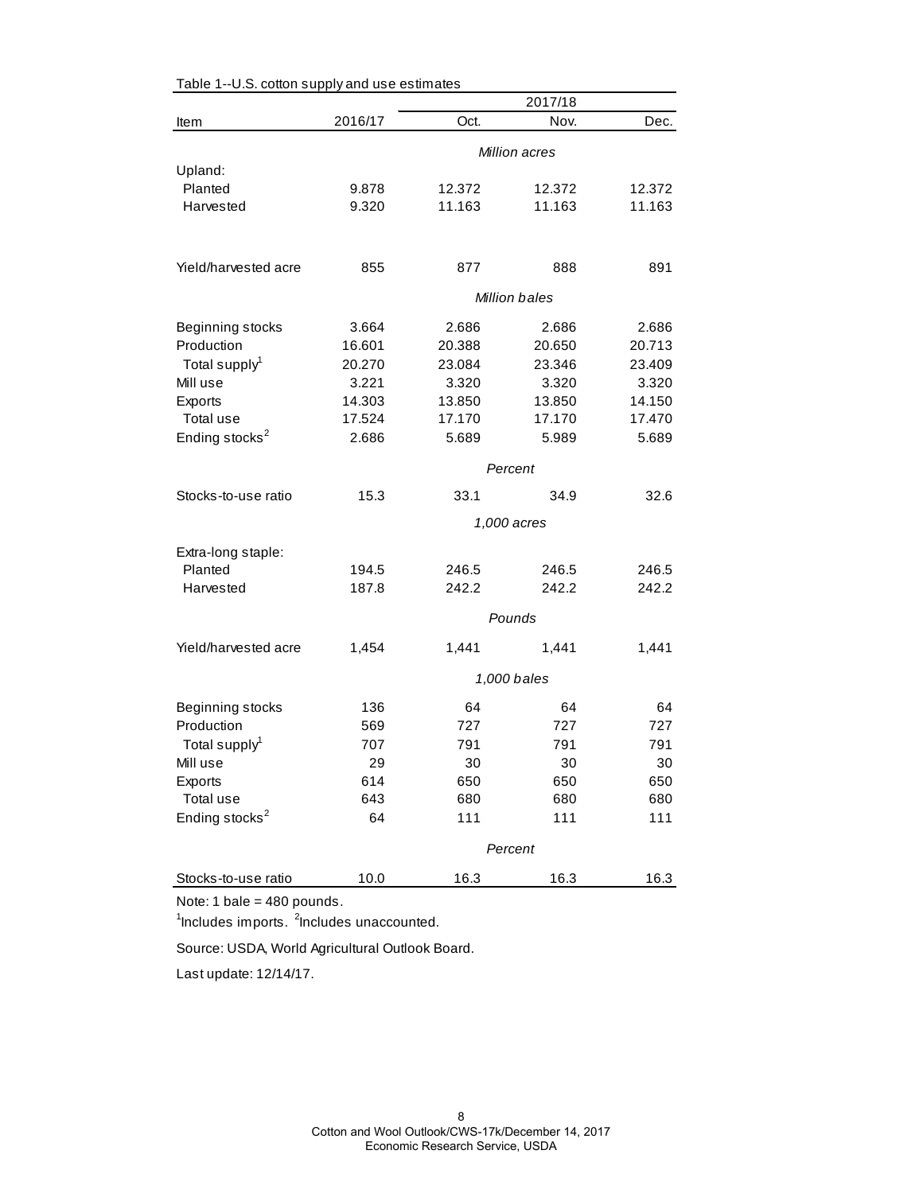Table 1--U.S. cotton supply and use estimates

| Item | 2016/17 | 2017/18 Oct. | 2017/18 Nov. | 2017/18 Dec. |
|---|---|---|---|---|
| | | *Million acres* | | |
| Upland: | | | | |
| Planted | 9.878 | 12.372 | 12.372 | 12.372 |
| Harvested | 9.320 | 11.163 | 11.163 | 11.163 |
| Yield/harvested acre | 855 | 877 | 888 | 891 |
| | | *Million bales* | | |
| Beginning stocks | 3.664 | 2.686 | 2.686 | 2.686 |
| Production | 16.601 | 20.388 | 20.650 | 20.713 |
| Total supply[1] | 20.270 | 23.084 | 23.346 | 23.409 |
| Mill use | 3.221 | 3.320 | 3.320 | 3.320 |
| Exports | 14.303 | 13.850 | 13.850 | 14.150 |
| Total use | 17.524 | 17.170 | 17.170 | 17.470 |
| Ending stocks[2] | 2.686 | 5.689 | 5.989 | 5.689 |
| | | *Percent* | | |
| Stocks-to-use ratio | 15.3 | 33.1 | 34.9 | 32.6 |
| | | *1,000 acres* | | |
| Extra-long staple: | | | | |
| Planted | 194.5 | 246.5 | 246.5 | 246.5 |
| Harvested | 187.8 | 242.2 | 242.2 | 242.2 |
| | | *Pounds* | | |
| Yield/harvested acre | 1,454 | 1,441 | 1,441 | 1,441 |
| | | *1,000 bales* | | |
| Beginning stocks | 136 | 64 | 64 | 64 |
| Production | 569 | 727 | 727 | 727 |
| Total supply[1] | 707 | 791 | 791 | 791 |
| Mill use | 29 | 30 | 30 | 30 |
| Exports | 614 | 650 | 650 | 650 |
| Total use | 643 | 680 | 680 | 680 |
| Ending stocks[2] | 64 | 111 | 111 | 111 |
| | | *Percent* | | |
| Stocks-to-use ratio | 10.0 | 16.3 | 16.3 | 16.3 |

Note: 1 bale = 480 pounds.

[1]Includes imports. [2]Includes unaccounted.

Source: USDA, World Agricultural Outlook Board.

Last update: 12/14/17.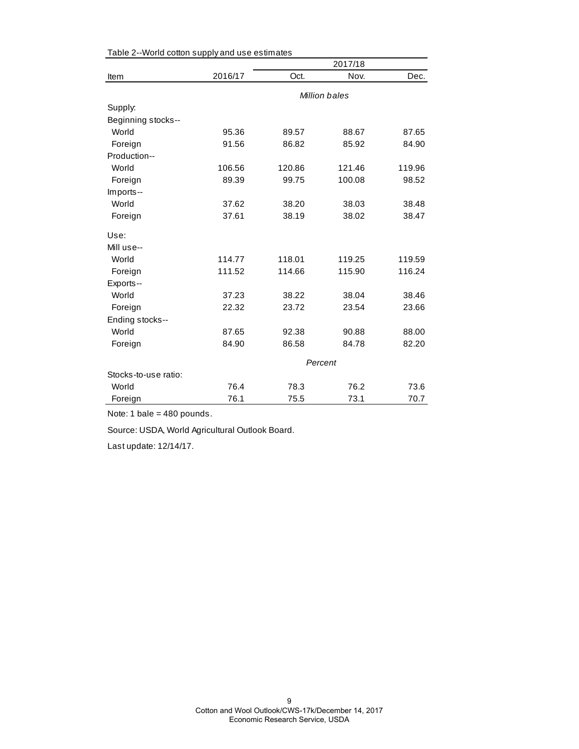Table 2--World cotton supply and use estimates

| Item | 2016/17 | 2017/18 Oct. | 2017/18 Nov. | 2017/18 Dec. |
|---|---|---|---|---|
| | *Million bales* | | | |
| Supply: | | | | |
| Beginning stocks-- | | | | |
| World | 95.36 | 89.57 | 88.67 | 87.65 |
| Foreign | 91.56 | 86.82 | 85.92 | 84.90 |
| Production-- | | | | |
| World | 106.56 | 120.86 | 121.46 | 119.96 |
| Foreign | 89.39 | 99.75 | 100.08 | 98.52 |
| Imports-- | | | | |
| World | 37.62 | 38.20 | 38.03 | 38.48 |
| Foreign | 37.61 | 38.19 | 38.02 | 38.47 |
| Use: | | | | |
| Mill use-- | | | | |
| World | 114.77 | 118.01 | 119.25 | 119.59 |
| Foreign | 111.52 | 114.66 | 115.90 | 116.24 |
| Exports-- | | | | |
| World | 37.23 | 38.22 | 38.04 | 38.46 |
| Foreign | 22.32 | 23.72 | 23.54 | 23.66 |
| Ending stocks-- | | | | |
| World | 87.65 | 92.38 | 90.88 | 88.00 |
| Foreign | 84.90 | 86.58 | 84.78 | 82.20 |
| | *Percent* | | | |
| Stocks-to-use ratio: | | | | |
| World | 76.4 | 78.3 | 76.2 | 73.6 |
| Foreign | 76.1 | 75.5 | 73.1 | 70.7 |

Note: 1 bale = 480 pounds.

Source: USDA, World Agricultural Outlook Board.

Last update: 12/14/17.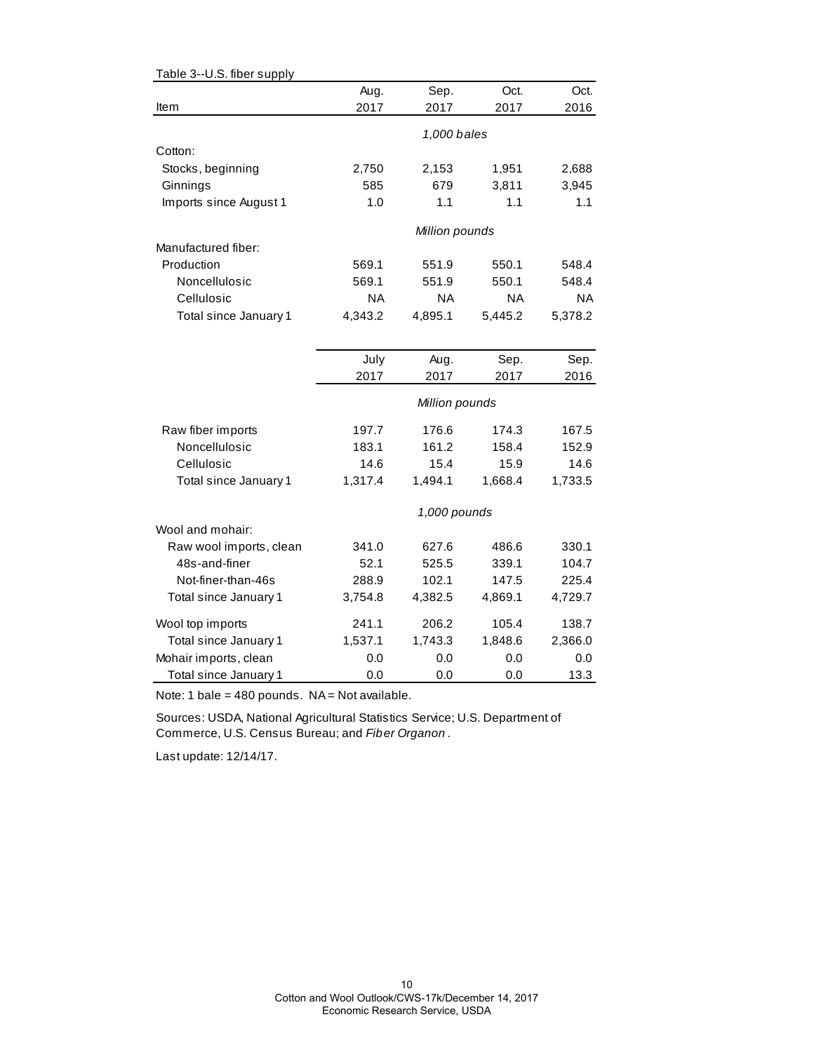Table 3--U.S. fiber supply

| Item | Aug. 2017 | Sep. 2017 | Oct. 2017 | Oct. 2016 |
|---|---|---|---|---|
| | *1,000 bales* | | | |
| Cotton: | | | | |
| Stocks, beginning | 2,750 | 2,153 | 1,951 | 2,688 |
| Ginnings | 585 | 679 | 3,811 | 3,945 |
| Imports since August 1 | 1.0 | 1.1 | 1.1 | 1.1 |
| | *Million pounds* | | | |
| Manufactured fiber: | | | | |
| Production | 569.1 | 551.9 | 550.1 | 548.4 |
| Noncellulosic | 569.1 | 551.9 | 550.1 | 548.4 |
| Cellulosic | NA | NA | NA | NA |
| Total since January 1 | 4,343.2 | 4,895.1 | 5,445.2 | 5,378.2 |

| | July 2017 | Aug. 2017 | Sep. 2017 | Sep. 2016 |
|---|---|---|---|---|
| | *Million pounds* | | | |
| Raw fiber imports | 197.7 | 176.6 | 174.3 | 167.5 |
| Noncellulosic | 183.1 | 161.2 | 158.4 | 152.9 |
| Cellulosic | 14.6 | 15.4 | 15.9 | 14.6 |
| Total since January 1 | 1,317.4 | 1,494.1 | 1,668.4 | 1,733.5 |
| | *1,000 pounds* | | | |
| Wool and mohair: | | | | |
| Raw wool imports, clean | 341.0 | 627.6 | 486.6 | 330.1 |
| 48s-and-finer | 52.1 | 525.5 | 339.1 | 104.7 |
| Not-finer-than-46s | 288.9 | 102.1 | 147.5 | 225.4 |
| Total since January 1 | 3,754.8 | 4,382.5 | 4,869.1 | 4,729.7 |
| Wool top imports | 241.1 | 206.2 | 105.4 | 138.7 |
| Total since January 1 | 1,537.1 | 1,743.3 | 1,848.6 | 2,366.0 |
| Mohair imports, clean | 0.0 | 0.0 | 0.0 | 0.0 |
| Total since January 1 | 0.0 | 0.0 | 0.0 | 13.3 |

Note: 1 bale = 480 pounds. NA = Not available.

Sources: USDA, National Agricultural Statistics Service; U.S. Department of Commerce, U.S. Census Bureau; and *Fiber Organon*.

Last update: 12/14/17.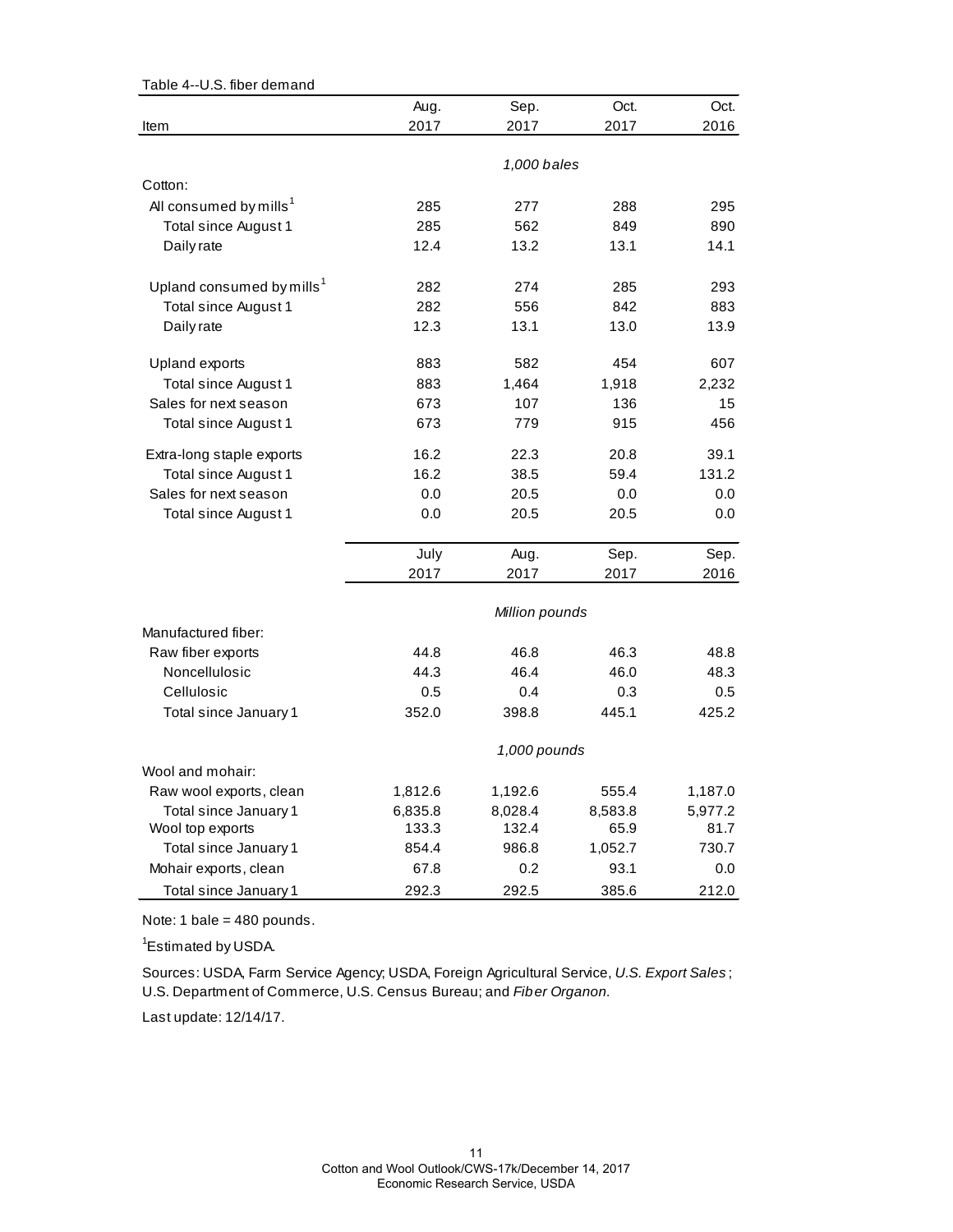Table 4--U.S. fiber demand

| Item | Aug. 2017 | Sep. 2017 | Oct. 2017 | Oct. 2016 |
|---|---|---|---|---|
| | | *1,000 bales* | | |
| Cotton: | | | | |
| All consumed by mills[1] | 285 | 277 | 288 | 295 |
| Total since August 1 | 285 | 562 | 849 | 890 |
| Daily rate | 12.4 | 13.2 | 13.1 | 14.1 |
| Upland consumed by mills[1] | 282 | 274 | 285 | 293 |
| Total since August 1 | 282 | 556 | 842 | 883 |
| Daily rate | 12.3 | 13.1 | 13.0 | 13.9 |
| Upland exports | 883 | 582 | 454 | 607 |
| Total since August 1 | 883 | 1,464 | 1,918 | 2,232 |
| Sales for next season | 673 | 107 | 136 | 15 |
| Total since August 1 | 673 | 779 | 915 | 456 |
| Extra-long staple exports | 16.2 | 22.3 | 20.8 | 39.1 |
| Total since August 1 | 16.2 | 38.5 | 59.4 | 131.2 |
| Sales for next season | 0.0 | 20.5 | 0.0 | 0.0 |
| Total since August 1 | 0.0 | 20.5 | 20.5 | 0.0 |
| | **July 2017** | **Aug. 2017** | **Sep. 2017** | **Sep. 2016** |
| | | *Million pounds* | | |
| Manufactured fiber: | | | | |
| Raw fiber exports | 44.8 | 46.8 | 46.3 | 48.8 |
| Noncellulosic | 44.3 | 46.4 | 46.0 | 48.3 |
| Cellulosic | 0.5 | 0.4 | 0.3 | 0.5 |
| Total since January 1 | 352.0 | 398.8 | 445.1 | 425.2 |
| | | *1,000 pounds* | | |
| Wool and mohair: | | | | |
| Raw wool exports, clean | 1,812.6 | 1,192.6 | 555.4 | 1,187.0 |
| Total since January 1 | 6,835.8 | 8,028.4 | 8,583.8 | 5,977.2 |
| Wool top exports | 133.3 | 132.4 | 65.9 | 81.7 |
| Total since January 1 | 854.4 | 986.8 | 1,052.7 | 730.7 |
| Mohair exports, clean | 67.8 | 0.2 | 93.1 | 0.0 |
| Total since January 1 | 292.3 | 292.5 | 385.6 | 212.0 |

Note: 1 bale = 480 pounds.

[1]Estimated by USDA.

Sources: USDA, Farm Service Agency; USDA, Foreign Agricultural Service, *U.S. Export Sales*; U.S. Department of Commerce, U.S. Census Bureau; and *Fiber Organon*.

Last update: 12/14/17.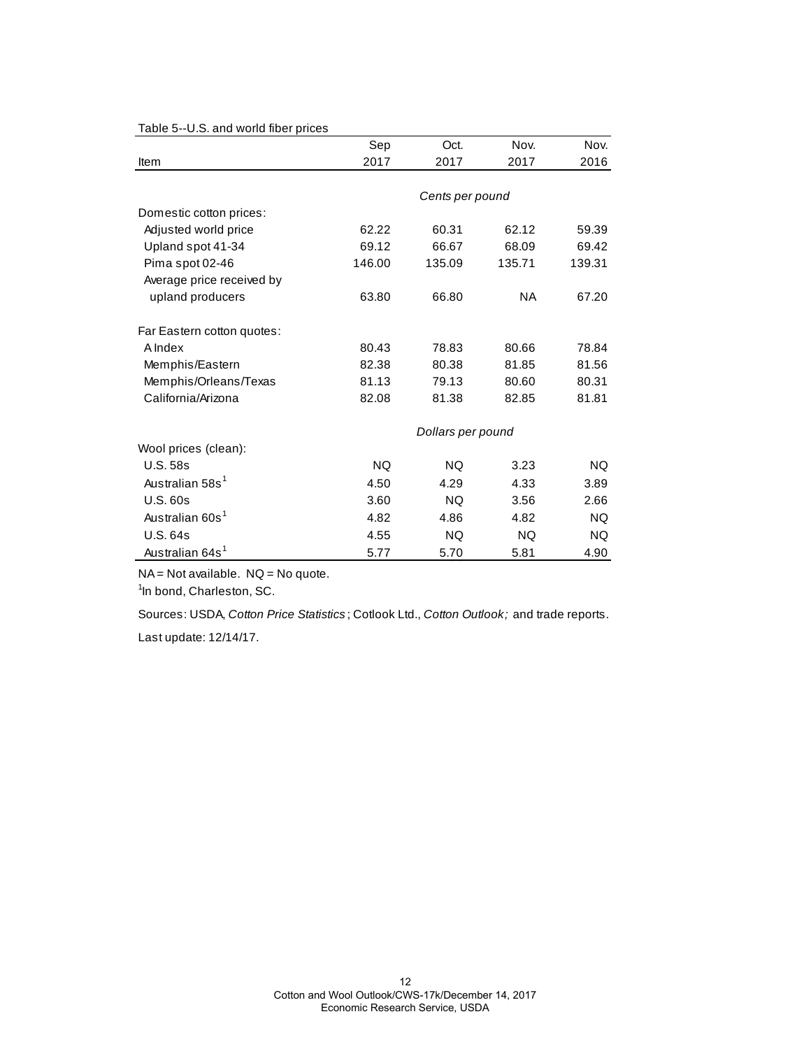Table 5--U.S. and world fiber prices

| Item | Sep 2017 | Oct. 2017 | Nov. 2017 | Nov. 2016 |
|---|---|---|---|---|
| | *Cents per pound* | | | |
| Domestic cotton prices: | | | | |
| Adjusted world price | 62.22 | 60.31 | 62.12 | 59.39 |
| Upland spot 41-34 | 69.12 | 66.67 | 68.09 | 69.42 |
| Pima spot 02-46 | 146.00 | 135.09 | 135.71 | 139.31 |
| Average price received by upland producers | 63.80 | 66.80 | NA | 67.20 |
| Far Eastern cotton quotes: | | | | |
| A Index | 80.43 | 78.83 | 80.66 | 78.84 |
| Memphis/Eastern | 82.38 | 80.38 | 81.85 | 81.56 |
| Memphis/Orleans/Texas | 81.13 | 79.13 | 80.60 | 80.31 |
| California/Arizona | 82.08 | 81.38 | 82.85 | 81.81 |
| | *Dollars per pound* | | | |
| Wool prices (clean): | | | | |
| U.S. 58s | NQ | NQ | 3.23 | NQ |
| Australian 58s[1] | 4.50 | 4.29 | 4.33 | 3.89 |
| U.S. 60s | 3.60 | NQ | 3.56 | 2.66 |
| Australian 60s[1] | 4.82 | 4.86 | 4.82 | NQ |
| U.S. 64s | 4.55 | NQ | NQ | NQ |
| Australian 64s[1] | 5.77 | 5.70 | 5.81 | 4.90 |

NA = Not available. NQ = No quote.

[1]In bond, Charleston, SC.

Sources: USDA, *Cotton Price Statistics*; Cotlook Ltd., *Cotton Outlook;* and trade reports.

Last update: 12/14/17.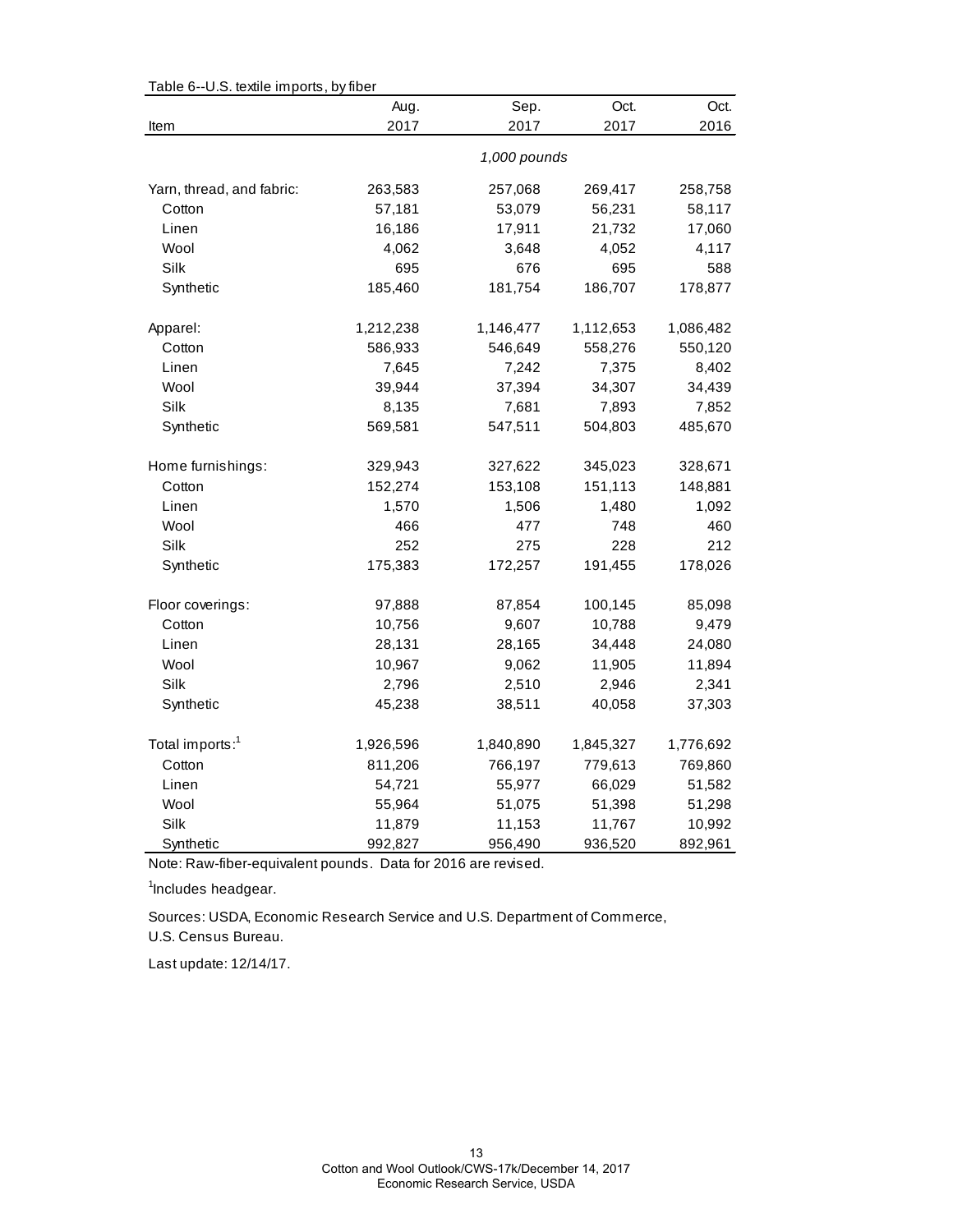Table 6--U.S. textile imports, by fiber

| Item | Aug. 2017 | Sep. 2017 | Oct. 2017 | Oct. 2016 |
|---|---|---|---|---|
| | | *1,000 pounds* | | |
| Yarn, thread, and fabric: | 263,583 | 257,068 | 269,417 | 258,758 |
| Cotton | 57,181 | 53,079 | 56,231 | 58,117 |
| Linen | 16,186 | 17,911 | 21,732 | 17,060 |
| Wool | 4,062 | 3,648 | 4,052 | 4,117 |
| Silk | 695 | 676 | 695 | 588 |
| Synthetic | 185,460 | 181,754 | 186,707 | 178,877 |
| Apparel: | 1,212,238 | 1,146,477 | 1,112,653 | 1,086,482 |
| Cotton | 586,933 | 546,649 | 558,276 | 550,120 |
| Linen | 7,645 | 7,242 | 7,375 | 8,402 |
| Wool | 39,944 | 37,394 | 34,307 | 34,439 |
| Silk | 8,135 | 7,681 | 7,893 | 7,852 |
| Synthetic | 569,581 | 547,511 | 504,803 | 485,670 |
| Home furnishings: | 329,943 | 327,622 | 345,023 | 328,671 |
| Cotton | 152,274 | 153,108 | 151,113 | 148,881 |
| Linen | 1,570 | 1,506 | 1,480 | 1,092 |
| Wool | 466 | 477 | 748 | 460 |
| Silk | 252 | 275 | 228 | 212 |
| Synthetic | 175,383 | 172,257 | 191,455 | 178,026 |
| Floor coverings: | 97,888 | 87,854 | 100,145 | 85,098 |
| Cotton | 10,756 | 9,607 | 10,788 | 9,479 |
| Linen | 28,131 | 28,165 | 34,448 | 24,080 |
| Wool | 10,967 | 9,062 | 11,905 | 11,894 |
| Silk | 2,796 | 2,510 | 2,946 | 2,341 |
| Synthetic | 45,238 | 38,511 | 40,058 | 37,303 |
| Total imports:[1] | 1,926,596 | 1,840,890 | 1,845,327 | 1,776,692 |
| Cotton | 811,206 | 766,197 | 779,613 | 769,860 |
| Linen | 54,721 | 55,977 | 66,029 | 51,582 |
| Wool | 55,964 | 51,075 | 51,398 | 51,298 |
| Silk | 11,879 | 11,153 | 11,767 | 10,992 |
| Synthetic | 992,827 | 956,490 | 936,520 | 892,961 |

Note: Raw-fiber-equivalent pounds. Data for 2016 are revised.

[1]Includes headgear.

Sources: USDA, Economic Research Service and U.S. Department of Commerce, U.S. Census Bureau.

Last update: 12/14/17.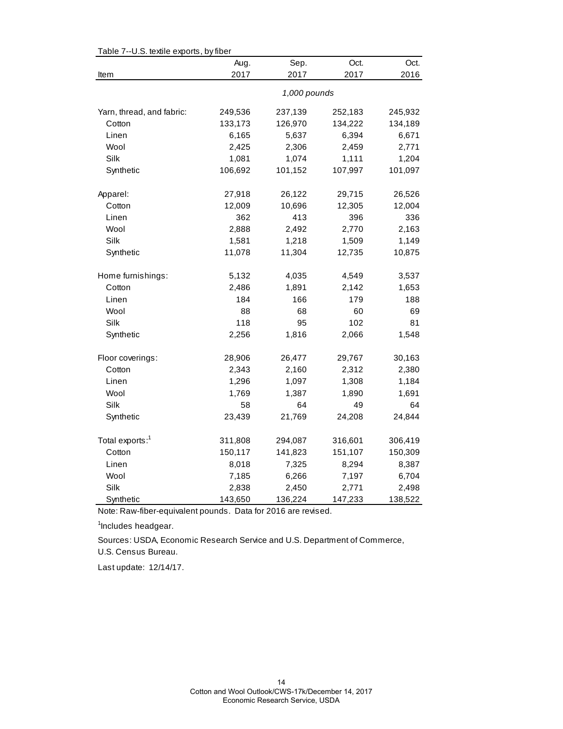Table 7--U.S. textile exports, by fiber

| Item | Aug. 2017 | Sep. 2017 | Oct. 2017 | Oct. 2016 |
|---|---|---|---|---|
| | | *1,000 pounds* | | |
| Yarn, thread, and fabric: | 249,536 | 237,139 | 252,183 | 245,932 |
| Cotton | 133,173 | 126,970 | 134,222 | 134,189 |
| Linen | 6,165 | 5,637 | 6,394 | 6,671 |
| Wool | 2,425 | 2,306 | 2,459 | 2,771 |
| Silk | 1,081 | 1,074 | 1,111 | 1,204 |
| Synthetic | 106,692 | 101,152 | 107,997 | 101,097 |
| Apparel: | 27,918 | 26,122 | 29,715 | 26,526 |
| Cotton | 12,009 | 10,696 | 12,305 | 12,004 |
| Linen | 362 | 413 | 396 | 336 |
| Wool | 2,888 | 2,492 | 2,770 | 2,163 |
| Silk | 1,581 | 1,218 | 1,509 | 1,149 |
| Synthetic | 11,078 | 11,304 | 12,735 | 10,875 |
| Home furnishings: | 5,132 | 4,035 | 4,549 | 3,537 |
| Cotton | 2,486 | 1,891 | 2,142 | 1,653 |
| Linen | 184 | 166 | 179 | 188 |
| Wool | 88 | 68 | 60 | 69 |
| Silk | 118 | 95 | 102 | 81 |
| Synthetic | 2,256 | 1,816 | 2,066 | 1,548 |
| Floor coverings: | 28,906 | 26,477 | 29,767 | 30,163 |
| Cotton | 2,343 | 2,160 | 2,312 | 2,380 |
| Linen | 1,296 | 1,097 | 1,308 | 1,184 |
| Wool | 1,769 | 1,387 | 1,890 | 1,691 |
| Silk | 58 | 64 | 49 | 64 |
| Synthetic | 23,439 | 21,769 | 24,208 | 24,844 |
| Total exports:[1] | 311,808 | 294,087 | 316,601 | 306,419 |
| Cotton | 150,117 | 141,823 | 151,107 | 150,309 |
| Linen | 8,018 | 7,325 | 8,294 | 8,387 |
| Wool | 7,185 | 6,266 | 7,197 | 6,704 |
| Silk | 2,838 | 2,450 | 2,771 | 2,498 |
| Synthetic | 143,650 | 136,224 | 147,233 | 138,522 |

Note: Raw-fiber-equivalent pounds. Data for 2016 are revised.

[1]Includes headgear.

Sources: USDA, Economic Research Service and U.S. Department of Commerce, U.S. Census Bureau.

Last update: 12/14/17.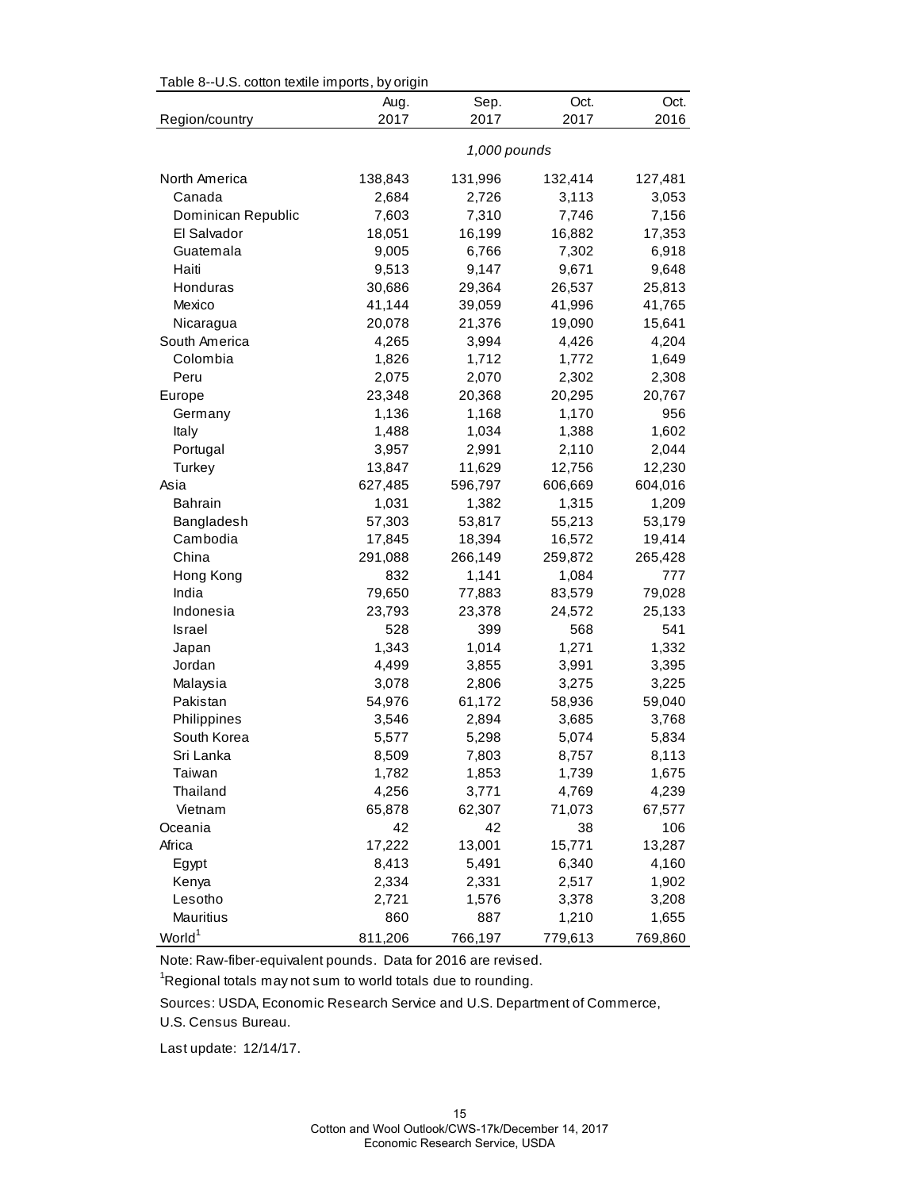Table 8--U.S. cotton textile imports, by origin

| Region/country | Aug. 2017 | Sep. 2017 | Oct. 2017 | Oct. 2016 |
|---|---|---|---|---|
| | *1,000 pounds* | | | |
| North America | 138,843 | 131,996 | 132,414 | 127,481 |
| Canada | 2,684 | 2,726 | 3,113 | 3,053 |
| Dominican Republic | 7,603 | 7,310 | 7,746 | 7,156 |
| El Salvador | 18,051 | 16,199 | 16,882 | 17,353 |
| Guatemala | 9,005 | 6,766 | 7,302 | 6,918 |
| Haiti | 9,513 | 9,147 | 9,671 | 9,648 |
| Honduras | 30,686 | 29,364 | 26,537 | 25,813 |
| Mexico | 41,144 | 39,059 | 41,996 | 41,765 |
| Nicaragua | 20,078 | 21,376 | 19,090 | 15,641 |
| South America | 4,265 | 3,994 | 4,426 | 4,204 |
| Colombia | 1,826 | 1,712 | 1,772 | 1,649 |
| Peru | 2,075 | 2,070 | 2,302 | 2,308 |
| Europe | 23,348 | 20,368 | 20,295 | 20,767 |
| Germany | 1,136 | 1,168 | 1,170 | 956 |
| Italy | 1,488 | 1,034 | 1,388 | 1,602 |
| Portugal | 3,957 | 2,991 | 2,110 | 2,044 |
| Turkey | 13,847 | 11,629 | 12,756 | 12,230 |
| Asia | 627,485 | 596,797 | 606,669 | 604,016 |
| Bahrain | 1,031 | 1,382 | 1,315 | 1,209 |
| Bangladesh | 57,303 | 53,817 | 55,213 | 53,179 |
| Cambodia | 17,845 | 18,394 | 16,572 | 19,414 |
| China | 291,088 | 266,149 | 259,872 | 265,428 |
| Hong Kong | 832 | 1,141 | 1,084 | 777 |
| India | 79,650 | 77,883 | 83,579 | 79,028 |
| Indonesia | 23,793 | 23,378 | 24,572 | 25,133 |
| Israel | 528 | 399 | 568 | 541 |
| Japan | 1,343 | 1,014 | 1,271 | 1,332 |
| Jordan | 4,499 | 3,855 | 3,991 | 3,395 |
| Malaysia | 3,078 | 2,806 | 3,275 | 3,225 |
| Pakistan | 54,976 | 61,172 | 58,936 | 59,040 |
| Philippines | 3,546 | 2,894 | 3,685 | 3,768 |
| South Korea | 5,577 | 5,298 | 5,074 | 5,834 |
| Sri Lanka | 8,509 | 7,803 | 8,757 | 8,113 |
| Taiwan | 1,782 | 1,853 | 1,739 | 1,675 |
| Thailand | 4,256 | 3,771 | 4,769 | 4,239 |
| Vietnam | 65,878 | 62,307 | 71,073 | 67,577 |
| Oceania | 42 | 42 | 38 | 106 |
| Africa | 17,222 | 13,001 | 15,771 | 13,287 |
| Egypt | 8,413 | 5,491 | 6,340 | 4,160 |
| Kenya | 2,334 | 2,331 | 2,517 | 1,902 |
| Lesotho | 2,721 | 1,576 | 3,378 | 3,208 |
| Mauritius | 860 | 887 | 1,210 | 1,655 |
| World[1] | 811,206 | 766,197 | 779,613 | 769,860 |

Note: Raw-fiber-equivalent pounds. Data for 2016 are revised.

[1]Regional totals may not sum to world totals due to rounding.

Sources: USDA, Economic Research Service and U.S. Department of Commerce, U.S. Census Bureau.

Last update: 12/14/17.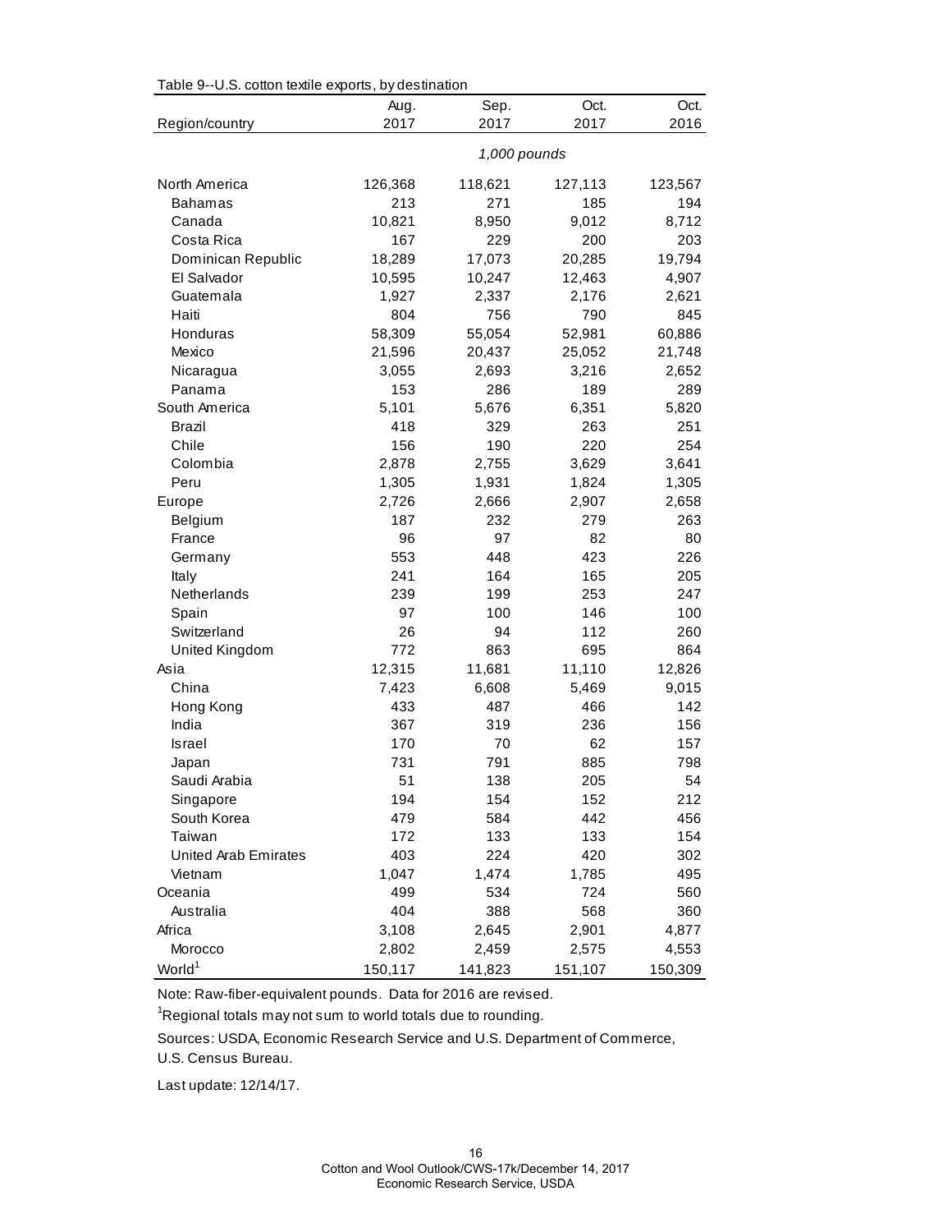Table 9--U.S. cotton textile exports, by destination

| Region/country | Aug. 2017 | Sep. 2017 | Oct. 2017 | Oct. 2016 |
|---|---|---|---|---|
| | *1,000 pounds* | | | |
| North America | 126,368 | 118,621 | 127,113 | 123,567 |
| Bahamas | 213 | 271 | 185 | 194 |
| Canada | 10,821 | 8,950 | 9,012 | 8,712 |
| Costa Rica | 167 | 229 | 200 | 203 |
| Dominican Republic | 18,289 | 17,073 | 20,285 | 19,794 |
| El Salvador | 10,595 | 10,247 | 12,463 | 4,907 |
| Guatemala | 1,927 | 2,337 | 2,176 | 2,621 |
| Haiti | 804 | 756 | 790 | 845 |
| Honduras | 58,309 | 55,054 | 52,981 | 60,886 |
| Mexico | 21,596 | 20,437 | 25,052 | 21,748 |
| Nicaragua | 3,055 | 2,693 | 3,216 | 2,652 |
| Panama | 153 | 286 | 189 | 289 |
| South America | 5,101 | 5,676 | 6,351 | 5,820 |
| Brazil | 418 | 329 | 263 | 251 |
| Chile | 156 | 190 | 220 | 254 |
| Colombia | 2,878 | 2,755 | 3,629 | 3,641 |
| Peru | 1,305 | 1,931 | 1,824 | 1,305 |
| Europe | 2,726 | 2,666 | 2,907 | 2,658 |
| Belgium | 187 | 232 | 279 | 263 |
| France | 96 | 97 | 82 | 80 |
| Germany | 553 | 448 | 423 | 226 |
| Italy | 241 | 164 | 165 | 205 |
| Netherlands | 239 | 199 | 253 | 247 |
| Spain | 97 | 100 | 146 | 100 |
| Switzerland | 26 | 94 | 112 | 260 |
| United Kingdom | 772 | 863 | 695 | 864 |
| Asia | 12,315 | 11,681 | 11,110 | 12,826 |
| China | 7,423 | 6,608 | 5,469 | 9,015 |
| Hong Kong | 433 | 487 | 466 | 142 |
| India | 367 | 319 | 236 | 156 |
| Israel | 170 | 70 | 62 | 157 |
| Japan | 731 | 791 | 885 | 798 |
| Saudi Arabia | 51 | 138 | 205 | 54 |
| Singapore | 194 | 154 | 152 | 212 |
| South Korea | 479 | 584 | 442 | 456 |
| Taiwan | 172 | 133 | 133 | 154 |
| United Arab Emirates | 403 | 224 | 420 | 302 |
| Vietnam | 1,047 | 1,474 | 1,785 | 495 |
| Oceania | 499 | 534 | 724 | 560 |
| Australia | 404 | 388 | 568 | 360 |
| Africa | 3,108 | 2,645 | 2,901 | 4,877 |
| Morocco | 2,802 | 2,459 | 2,575 | 4,553 |
| World[1] | 150,117 | 141,823 | 151,107 | 150,309 |

Note: Raw-fiber-equivalent pounds. Data for 2016 are revised.

[1]Regional totals may not sum to world totals due to rounding.

Sources: USDA, Economic Research Service and U.S. Department of Commerce, U.S. Census Bureau.

Last update: 12/14/17.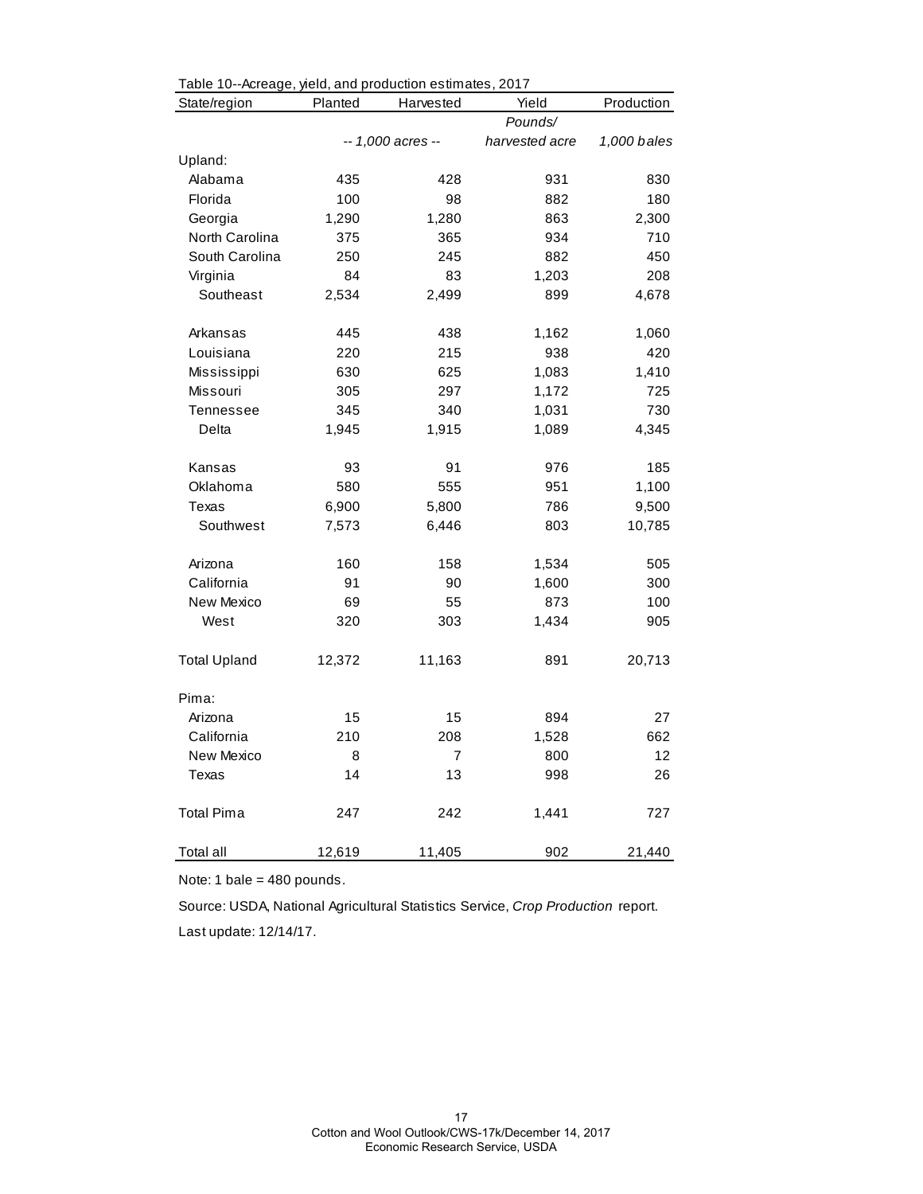Table 10--Acreage, yield, and production estimates, 2017

| State/region | Planted | Harvested | Yield | Production |
|---|---|---|---|---|
| | | | *Pounds/* | |
| | *-- 1,000 acres --* | | *harvested acre* | *1,000 bales* |
| Upland: | | | | |
| Alabama | 435 | 428 | 931 | 830 |
| Florida | 100 | 98 | 882 | 180 |
| Georgia | 1,290 | 1,280 | 863 | 2,300 |
| North Carolina | 375 | 365 | 934 | 710 |
| South Carolina | 250 | 245 | 882 | 450 |
| Virginia | 84 | 83 | 1,203 | 208 |
| Southeast | 2,534 | 2,499 | 899 | 4,678 |
| | | | | |
| Arkansas | 445 | 438 | 1,162 | 1,060 |
| Louisiana | 220 | 215 | 938 | 420 |
| Mississippi | 630 | 625 | 1,083 | 1,410 |
| Missouri | 305 | 297 | 1,172 | 725 |
| Tennessee | 345 | 340 | 1,031 | 730 |
| Delta | 1,945 | 1,915 | 1,089 | 4,345 |
| | | | | |
| Kansas | 93 | 91 | 976 | 185 |
| Oklahoma | 580 | 555 | 951 | 1,100 |
| Texas | 6,900 | 5,800 | 786 | 9,500 |
| Southwest | 7,573 | 6,446 | 803 | 10,785 |
| | | | | |
| Arizona | 160 | 158 | 1,534 | 505 |
| California | 91 | 90 | 1,600 | 300 |
| New Mexico | 69 | 55 | 873 | 100 |
| West | 320 | 303 | 1,434 | 905 |
| | | | | |
| Total Upland | 12,372 | 11,163 | 891 | 20,713 |
| | | | | |
| Pima: | | | | |
| Arizona | 15 | 15 | 894 | 27 |
| California | 210 | 208 | 1,528 | 662 |
| New Mexico | 8 | 7 | 800 | 12 |
| Texas | 14 | 13 | 998 | 26 |
| | | | | |
| Total Pima | 247 | 242 | 1,441 | 727 |
| | | | | |
| Total all | 12,619 | 11,405 | 902 | 21,440 |

Note: 1 bale = 480 pounds.

Source: USDA, National Agricultural Statistics Service, *Crop Production* report.

Last update: 12/14/17.